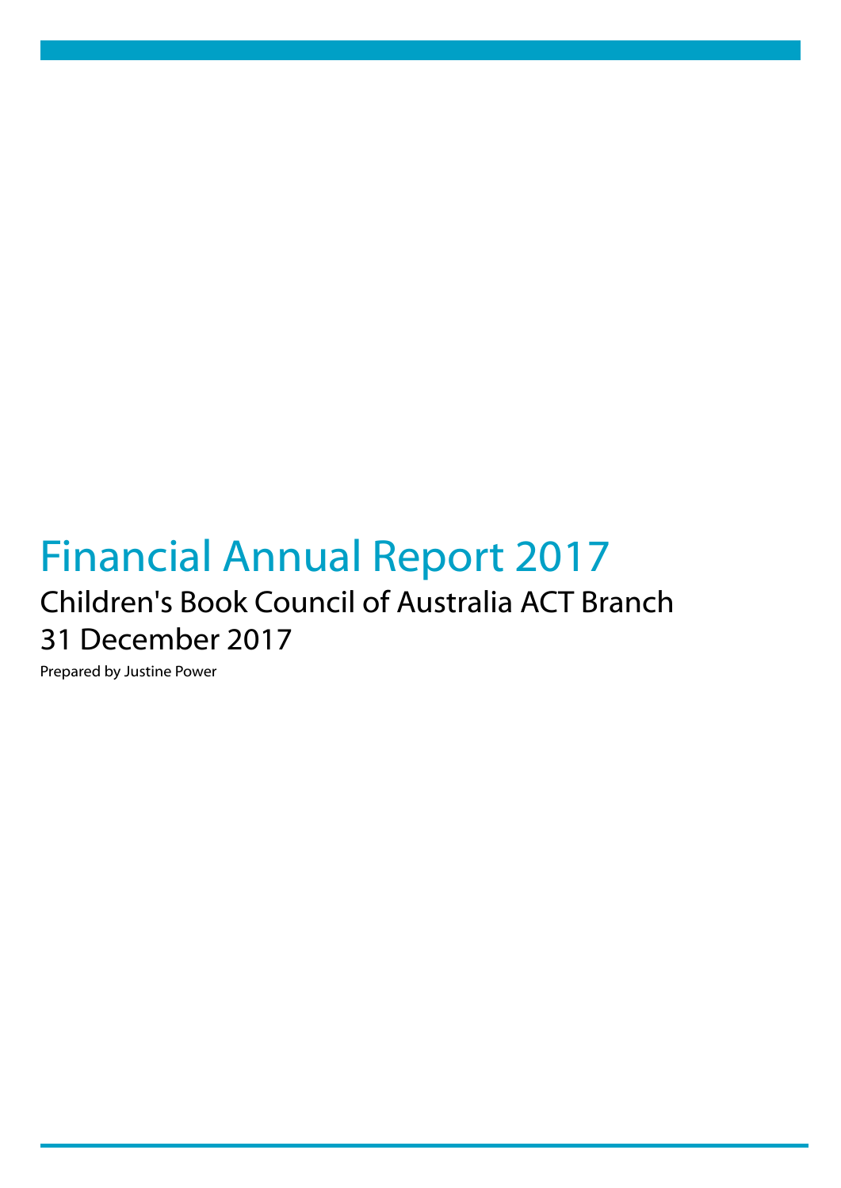# Financial Annual Report 2017

## Children's Book Council of Australia ACT Branch

## 31 December 2017

Prepared by Justine Power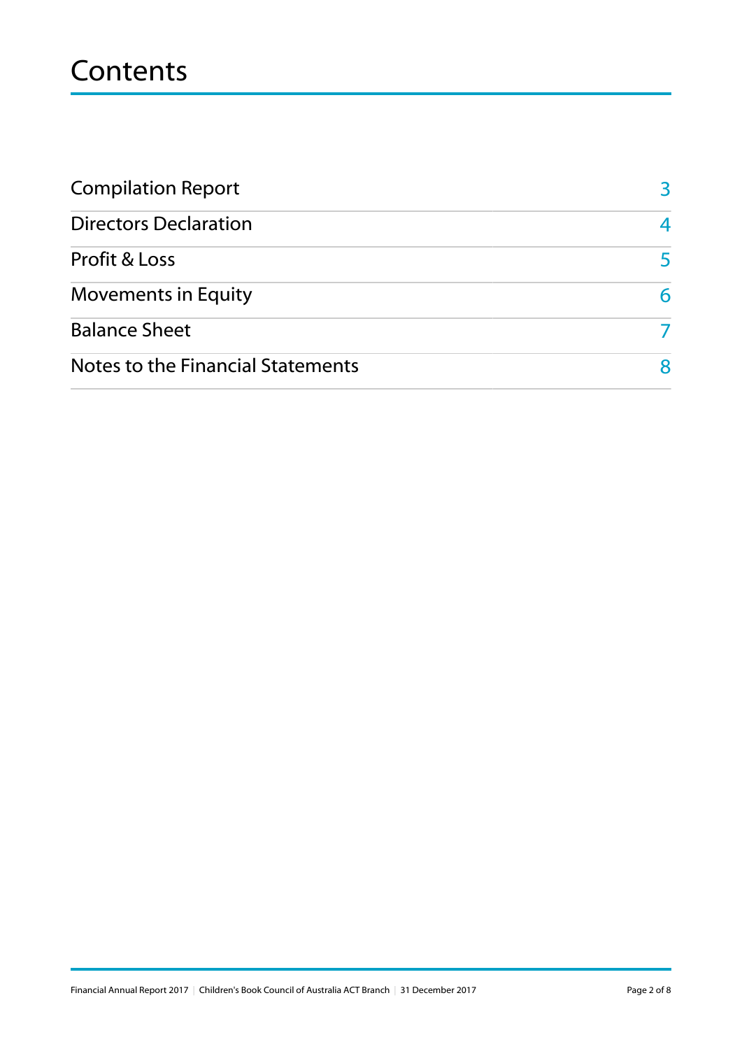# Contents

| | |
|---|---|
| Compilation Report | 3 |
| Directors Declaration | 4 |
| Profit & Loss | 5 |
| Movements in Equity | 6 |
| Balance Sheet | 7 |
| Notes to the Financial Statements | 8 |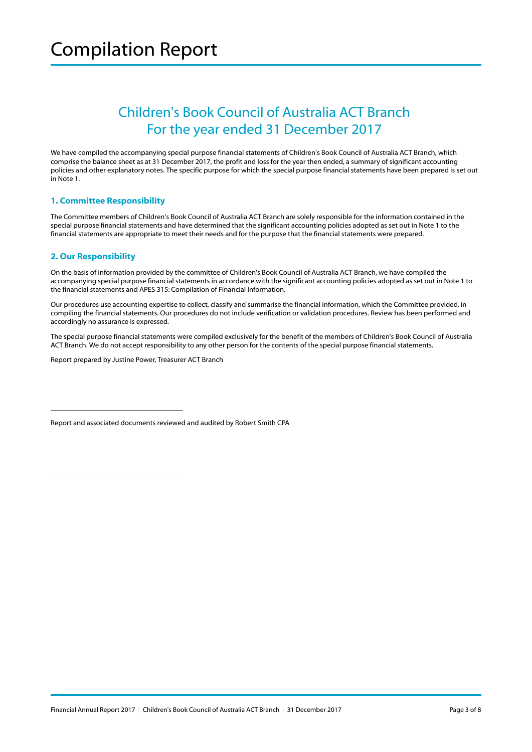# Compilation Report

## Children's Book Council of Australia ACT Branch
## For the year ended 31 December 2017

We have compiled the accompanying special purpose financial statements of Children's Book Council of Australia ACT Branch, which comprise the balance sheet as at 31 December 2017, the profit and loss for the year then ended, a summary of significant accounting policies and other explanatory notes. The specific purpose for which the special purpose financial statements have been prepared is set out in Note 1.

### 1. Committee Responsibility

The Committee members of Children's Book Council of Australia ACT Branch are solely responsible for the information contained in the special purpose financial statements and have determined that the significant accounting policies adopted as set out in Note 1 to the financial statements are appropriate to meet their needs and for the purpose that the financial statements were prepared.

### 2. Our Responsibility

On the basis of information provided by the committee of Children's Book Council of Australia ACT Branch, we have compiled the accompanying special purpose financial statements in accordance with the significant accounting policies adopted as set out in Note 1 to the financial statements and APES 315: Compilation of Financial Information.

Our procedures use accounting expertise to collect, classify and summarise the financial information, which the Committee provided, in compiling the financial statements. Our procedures do not include verification or validation procedures. Review has been performed and accordingly no assurance is expressed.

The special purpose financial statements were compiled exclusively for the benefit of the members of Children's Book Council of Australia ACT Branch. We do not accept responsibility to any other person for the contents of the special purpose financial statements.

Report prepared by Justine Power, Treasurer ACT Branch

\_\_\_\_\_\_\_\_\_\_\_\_\_\_\_\_\_\_\_\_\_\_\_\_\_\_\_\_\_\_\_\_\_\_\_\_

Report and associated documents reviewed and audited by Robert Smith CPA

\_\_\_\_\_\_\_\_\_\_\_\_\_\_\_\_\_\_\_\_\_\_\_\_\_\_\_\_\_\_\_\_\_\_\_\_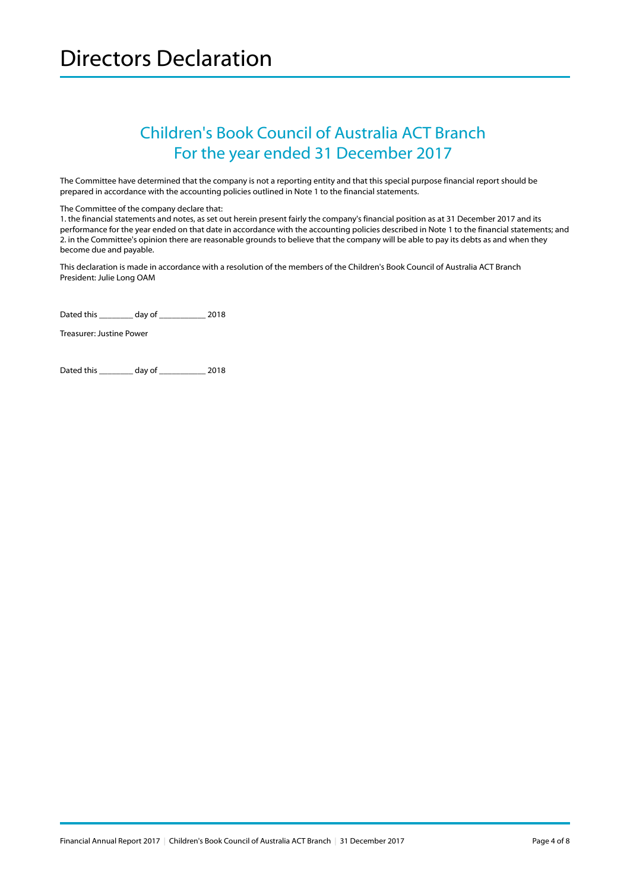# Directors Declaration

## Children's Book Council of Australia ACT Branch
## For the year ended 31 December 2017

The Committee have determined that the company is not a reporting entity and that this special purpose financial report should be prepared in accordance with the accounting policies outlined in Note 1 to the financial statements.

The Committee of the company declare that:

1. the financial statements and notes, as set out herein present fairly the company's financial position as at 31 December 2017 and its performance for the year ended on that date in accordance with the accounting policies described in Note 1 to the financial statements; and
2. in the Committee's opinion there are reasonable grounds to believe that the company will be able to pay its debts as and when they become due and payable.

This declaration is made in accordance with a resolution of the members of the Children's Book Council of Australia ACT Branch
President: Julie Long OAM

Dated this ________ day of ___________ 2018

Treasurer: Justine Power

Dated this ________ day of ___________ 2018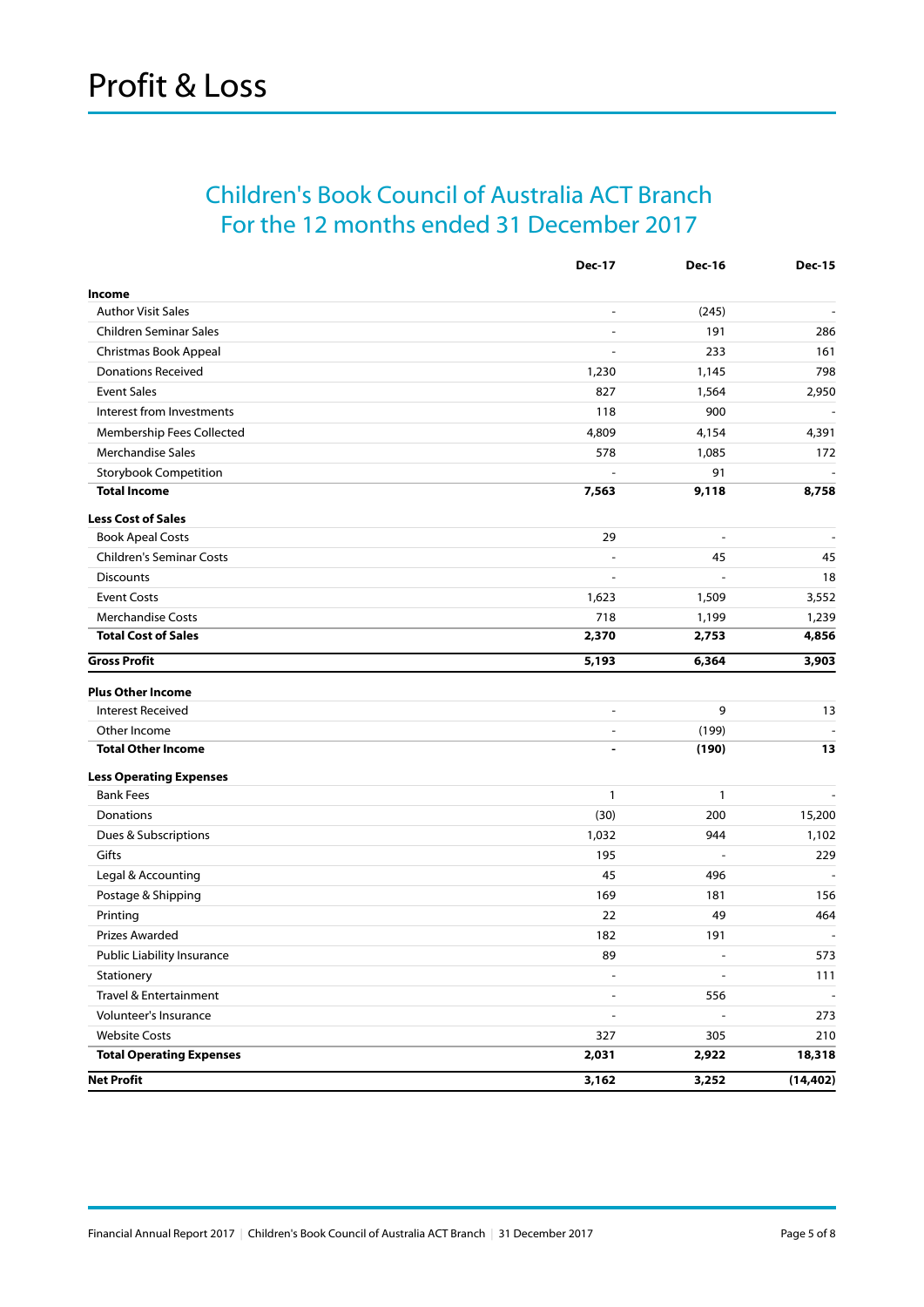# Profit & Loss

## Children's Book Council of Australia ACT Branch
## For the 12 months ended 31 December 2017

| | Dec-17 | Dec-16 | Dec-15 |
|---|---:|---:|---:|
| **Income** | | | |
| Author Visit Sales | - | (245) | - |
| Children Seminar Sales | - | 191 | 286 |
| Christmas Book Appeal | - | 233 | 161 |
| Donations Received | 1,230 | 1,145 | 798 |
| Event Sales | 827 | 1,564 | 2,950 |
| Interest from Investments | 118 | 900 | - |
| Membership Fees Collected | 4,809 | 4,154 | 4,391 |
| Merchandise Sales | 578 | 1,085 | 172 |
| Storybook Competition | - | 91 | - |
| **Total Income** | **7,563** | **9,118** | **8,758** |
| **Less Cost of Sales** | | | |
| Book Apeal Costs | 29 | - | - |
| Children's Seminar Costs | - | 45 | 45 |
| Discounts | - | - | 18 |
| Event Costs | 1,623 | 1,509 | 3,552 |
| Merchandise Costs | 718 | 1,199 | 1,239 |
| **Total Cost of Sales** | **2,370** | **2,753** | **4,856** |
| **Gross Profit** | **5,193** | **6,364** | **3,903** |
| **Plus Other Income** | | | |
| Interest Received | - | 9 | 13 |
| Other Income | - | (199) | - |
| **Total Other Income** | **-** | **(190)** | **13** |
| **Less Operating Expenses** | | | |
| Bank Fees | 1 | 1 | - |
| Donations | (30) | 200 | 15,200 |
| Dues & Subscriptions | 1,032 | 944 | 1,102 |
| Gifts | 195 | - | 229 |
| Legal & Accounting | 45 | 496 | - |
| Postage & Shipping | 169 | 181 | 156 |
| Printing | 22 | 49 | 464 |
| Prizes Awarded | 182 | 191 | - |
| Public Liability Insurance | 89 | - | 573 |
| Stationery | - | - | 111 |
| Travel & Entertainment | - | 556 | - |
| Volunteer's Insurance | - | - | 273 |
| Website Costs | 327 | 305 | 210 |
| **Total Operating Expenses** | **2,031** | **2,922** | **18,318** |
| **Net Profit** | **3,162** | **3,252** | **(14,402)** |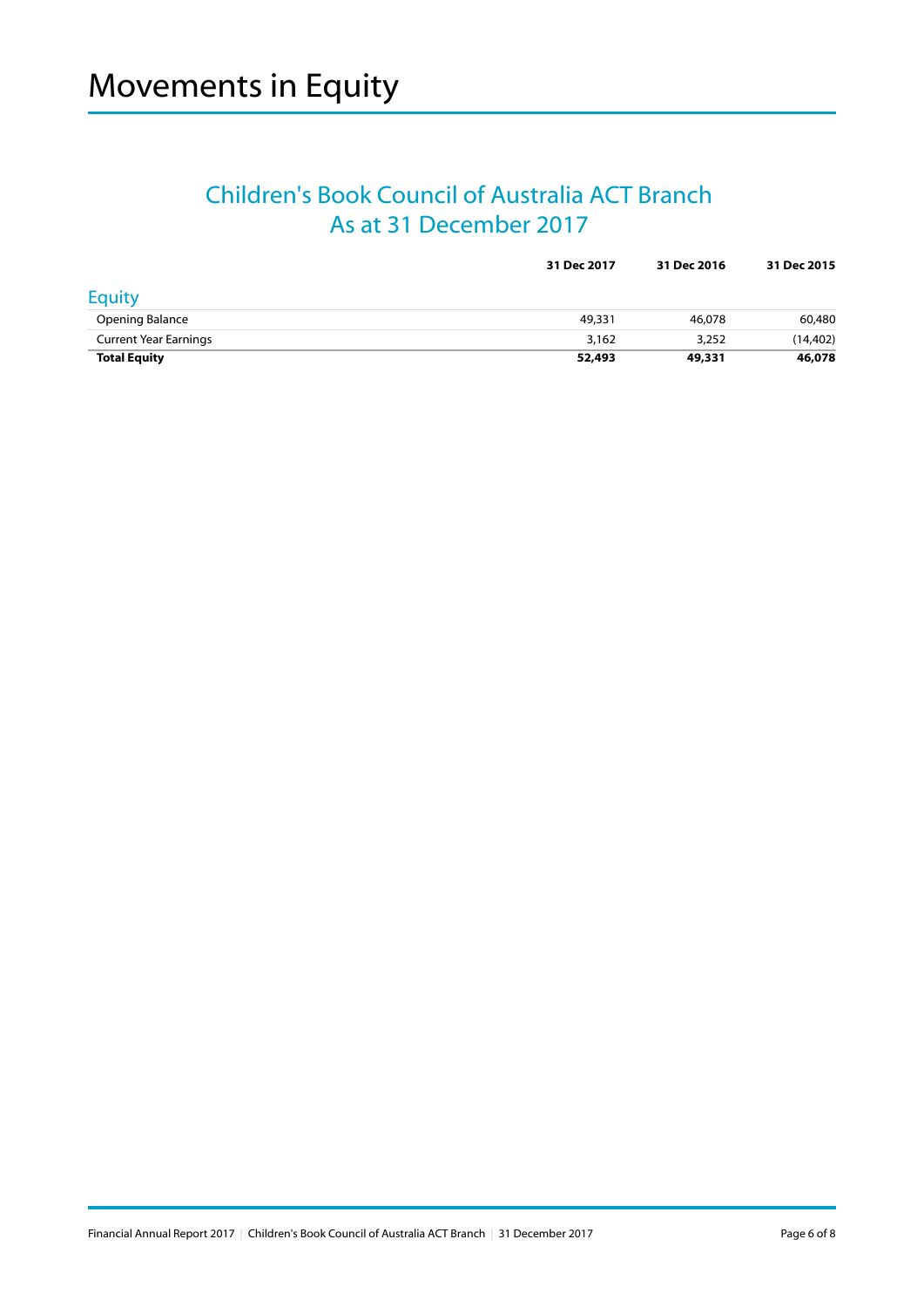# Movements in Equity

## Children's Book Council of Australia ACT Branch
## As at 31 December 2017

| | 31 Dec 2017 | 31 Dec 2016 | 31 Dec 2015 |
|---|---|---|---|
| **Equity** | | | |
| Opening Balance | 49,331 | 46,078 | 60,480 |
| Current Year Earnings | 3,162 | 3,252 | (14,402) |
| **Total Equity** | **52,493** | **49,331** | **46,078** |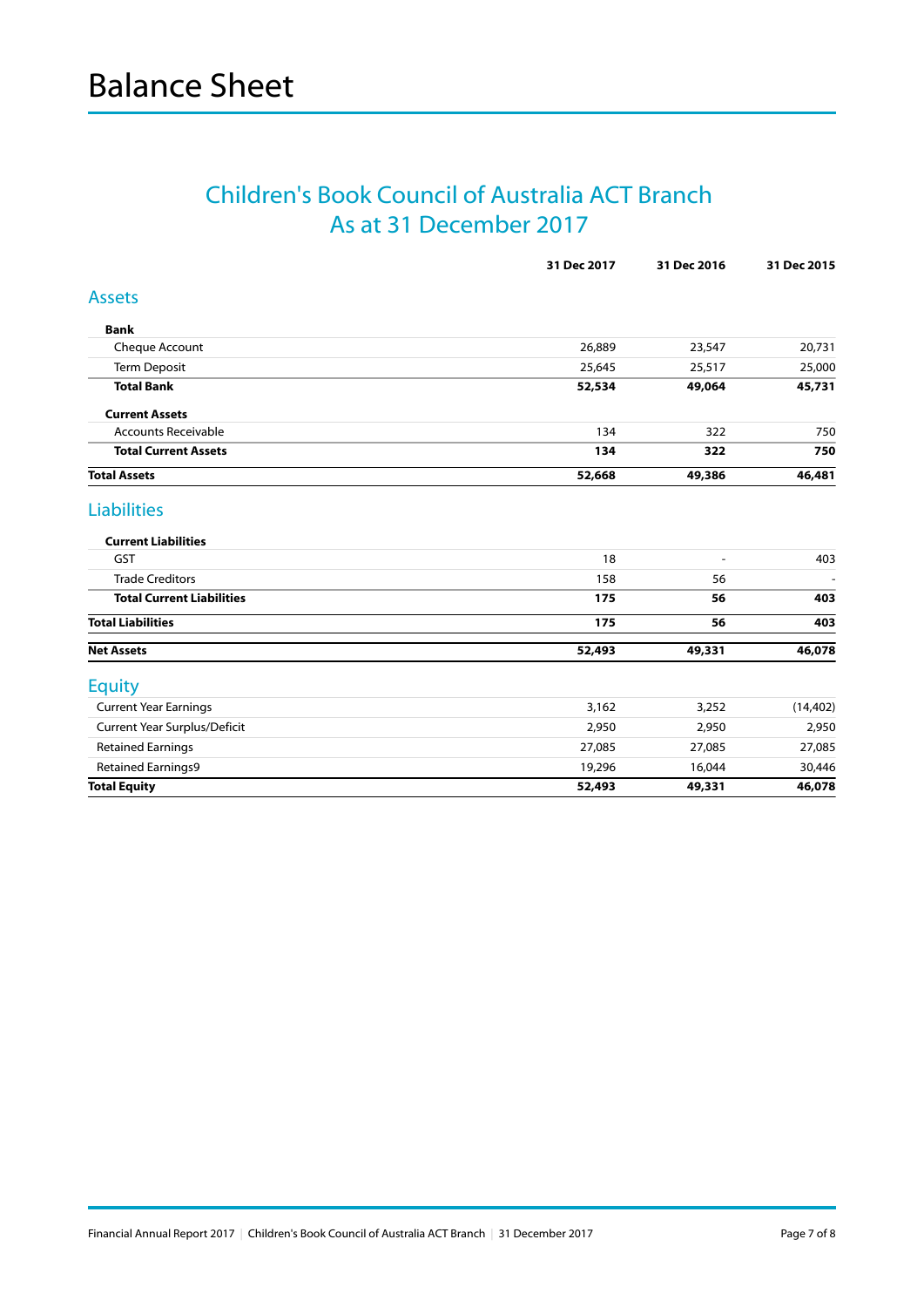# Balance Sheet

## Children's Book Council of Australia ACT Branch
## As at 31 December 2017

| | 31 Dec 2017 | 31 Dec 2016 | 31 Dec 2015 |
|---|---|---|---|
| **Assets** | | | |
| **Bank** | | | |
| Cheque Account | 26,889 | 23,547 | 20,731 |
| Term Deposit | 25,645 | 25,517 | 25,000 |
| **Total Bank** | **52,534** | **49,064** | **45,731** |
| **Current Assets** | | | |
| Accounts Receivable | 134 | 322 | 750 |
| **Total Current Assets** | **134** | **322** | **750** |
| **Total Assets** | **52,668** | **49,386** | **46,481** |
| **Liabilities** | | | |
| **Current Liabilities** | | | |
| GST | 18 | - | 403 |
| Trade Creditors | 158 | 56 | - |
| **Total Current Liabilities** | **175** | **56** | **403** |
| **Total Liabilities** | **175** | **56** | **403** |
| **Net Assets** | **52,493** | **49,331** | **46,078** |
| **Equity** | | | |
| Current Year Earnings | 3,162 | 3,252 | (14,402) |
| Current Year Surplus/Deficit | 2,950 | 2,950 | 2,950 |
| Retained Earnings | 27,085 | 27,085 | 27,085 |
| Retained Earnings9 | 19,296 | 16,044 | 30,446 |
| **Total Equity** | **52,493** | **49,331** | **46,078** |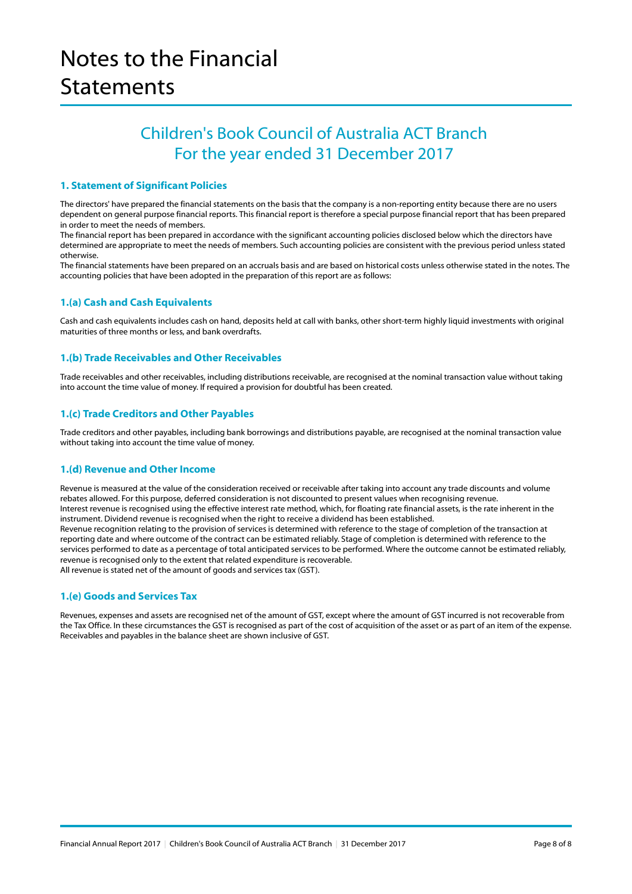# Notes to the Financial Statements

## Children's Book Council of Australia ACT Branch
## For the year ended 31 December 2017

### 1. Statement of Significant Policies

The directors' have prepared the financial statements on the basis that the company is a non-reporting entity because there are no users dependent on general purpose financial reports. This financial report is therefore a special purpose financial report that has been prepared in order to meet the needs of members.
The financial report has been prepared in accordance with the significant accounting policies disclosed below which the directors have determined are appropriate to meet the needs of members. Such accounting policies are consistent with the previous period unless stated otherwise.
The financial statements have been prepared on an accruals basis and are based on historical costs unless otherwise stated in the notes. The accounting policies that have been adopted in the preparation of this report are as follows:

### 1.(a) Cash and Cash Equivalents

Cash and cash equivalents includes cash on hand, deposits held at call with banks, other short-term highly liquid investments with original maturities of three months or less, and bank overdrafts.

### 1.(b) Trade Receivables and Other Receivables

Trade receivables and other receivables, including distributions receivable, are recognised at the nominal transaction value without taking into account the time value of money. If required a provision for doubtful has been created.

### 1.(c) Trade Creditors and Other Payables

Trade creditors and other payables, including bank borrowings and distributions payable, are recognised at the nominal transaction value without taking into account the time value of money.

### 1.(d) Revenue and Other Income

Revenue is measured at the value of the consideration received or receivable after taking into account any trade discounts and volume rebates allowed. For this purpose, deferred consideration is not discounted to present values when recognising revenue.
Interest revenue is recognised using the effective interest rate method, which, for floating rate financial assets, is the rate inherent in the instrument. Dividend revenue is recognised when the right to receive a dividend has been established.
Revenue recognition relating to the provision of services is determined with reference to the stage of completion of the transaction at reporting date and where outcome of the contract can be estimated reliably. Stage of completion is determined with reference to the services performed to date as a percentage of total anticipated services to be performed. Where the outcome cannot be estimated reliably, revenue is recognised only to the extent that related expenditure is recoverable.
All revenue is stated net of the amount of goods and services tax (GST).

### 1.(e) Goods and Services Tax

Revenues, expenses and assets are recognised net of the amount of GST, except where the amount of GST incurred is not recoverable from the Tax Office. In these circumstances the GST is recognised as part of the cost of acquisition of the asset or as part of an item of the expense. Receivables and payables in the balance sheet are shown inclusive of GST.